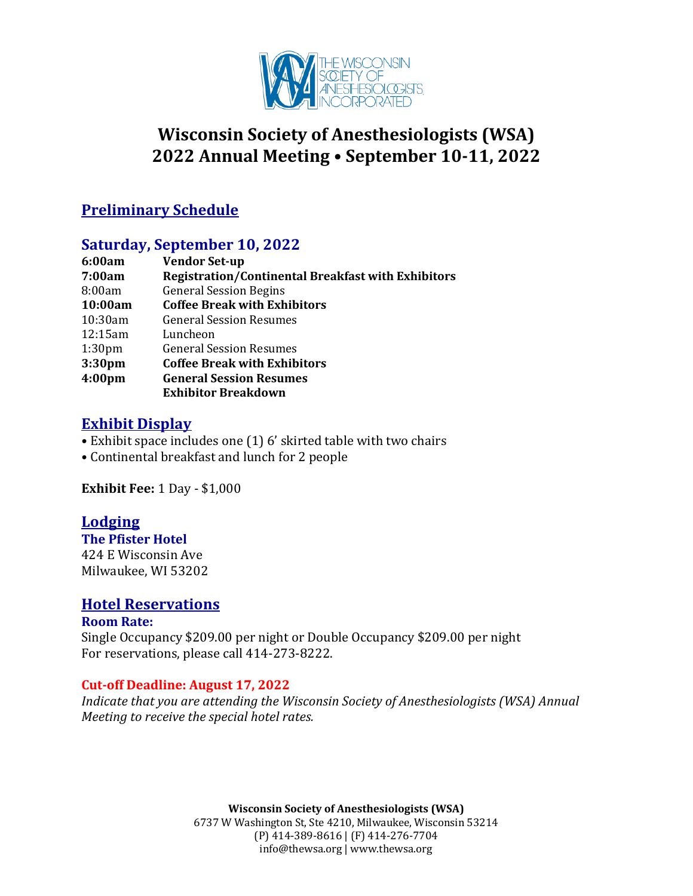THE WISCONSIN SOCIETY OF ANESTHESIOLOGISTS INCORPORATED

# Wisconsin Society of Anesthesiologists (WSA)
# 2022 Annual Meeting • September 10-11, 2022

## Preliminary Schedule

### Saturday, September 10, 2022

| | |
|---|---|
| **6:00am** | **Vendor Set-up** |
| **7:00am** | **Registration/Continental Breakfast with Exhibitors** |
| 8:00am | General Session Begins |
| **10:00am** | **Coffee Break with Exhibitors** |
| 10:30am | General Session Resumes |
| 12:15am | Luncheon |
| 1:30pm | General Session Resumes |
| **3:30pm** | **Coffee Break with Exhibitors** |
| **4:00pm** | **General Session Resumes** |
| | **Exhibitor Breakdown** |

## Exhibit Display

- Exhibit space includes one (1) 6' skirted table with two chairs
- Continental breakfast and lunch for 2 people

**Exhibit Fee:** 1 Day - $1,000

## Lodging

**The Pfister Hotel**
424 E Wisconsin Ave
Milwaukee, WI 53202

## Hotel Reservations

**Room Rate:**
Single Occupancy $209.00 per night or Double Occupancy $209.00 per night
For reservations, please call 414-273-8222.

**Cut-off Deadline: August 17, 2022**
*Indicate that you are attending the Wisconsin Society of Anesthesiologists (WSA) Annual Meeting to receive the special hotel rates.*

**Wisconsin Society of Anesthesiologists (WSA)**
6737 W Washington St, Ste 4210, Milwaukee, Wisconsin 53214
(P) 414-389-8616 | (F) 414-276-7704
info@thewsa.org | www.thewsa.org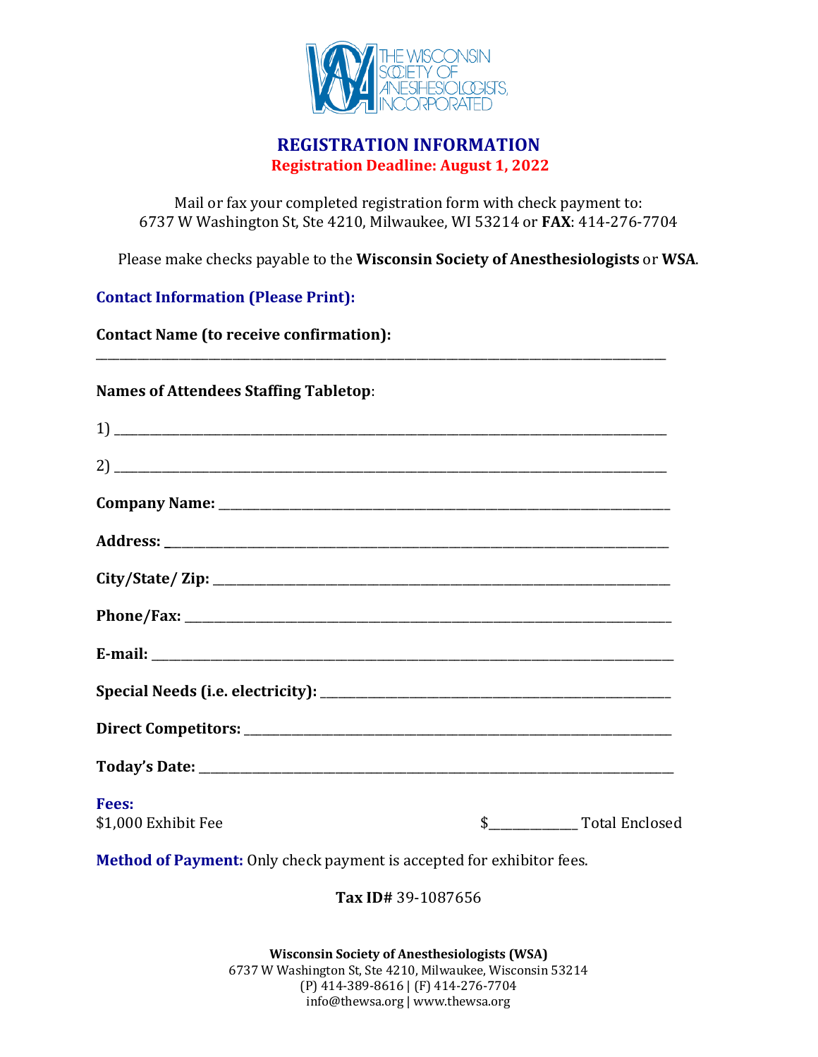THE WISCONSIN SOCIETY OF ANESTHESIOLOGISTS, INCORPORATED

## REGISTRATION INFORMATION

**Registration Deadline: August 1, 2022**

Mail or fax your completed registration form with check payment to:
6737 W Washington St, Ste 4210, Milwaukee, WI 53214 or **FAX**: 414-276-7704

Please make checks payable to the **Wisconsin Society of Anesthesiologists** or **WSA**.

**Contact Information (Please Print):**

**Contact Name (to receive confirmation):**
\_\_\_\_\_\_\_\_\_\_\_\_\_\_\_\_\_\_\_\_\_\_\_\_\_\_\_\_\_\_\_\_\_\_\_\_\_\_\_\_\_\_\_\_\_\_\_\_\_\_\_\_\_\_\_\_\_\_\_\_\_\_\_\_\_\_\_\_\_\_\_\_

**Names of Attendees Staffing Tabletop**:

1) \_\_\_\_\_\_\_\_\_\_\_\_\_\_\_\_\_\_\_\_\_\_\_\_\_\_\_\_\_\_\_\_\_\_\_\_\_\_\_\_\_\_\_\_\_\_\_\_\_\_\_\_\_\_\_\_\_\_\_\_\_\_\_\_\_\_\_\_\_\_

2) \_\_\_\_\_\_\_\_\_\_\_\_\_\_\_\_\_\_\_\_\_\_\_\_\_\_\_\_\_\_\_\_\_\_\_\_\_\_\_\_\_\_\_\_\_\_\_\_\_\_\_\_\_\_\_\_\_\_\_\_\_\_\_\_\_\_\_\_\_\_

**Company Name:** \_\_\_\_\_\_\_\_\_\_\_\_\_\_\_\_\_\_\_\_\_\_\_\_\_\_\_\_\_\_\_\_\_\_\_\_\_\_\_\_\_\_\_\_\_\_\_\_\_\_\_\_\_\_\_\_\_\_\_

**Address:** \_\_\_\_\_\_\_\_\_\_\_\_\_\_\_\_\_\_\_\_\_\_\_\_\_\_\_\_\_\_\_\_\_\_\_\_\_\_\_\_\_\_\_\_\_\_\_\_\_\_\_\_\_\_\_\_\_\_\_\_\_\_\_\_

**City/State/ Zip:** \_\_\_\_\_\_\_\_\_\_\_\_\_\_\_\_\_\_\_\_\_\_\_\_\_\_\_\_\_\_\_\_\_\_\_\_\_\_\_\_\_\_\_\_\_\_\_\_\_\_\_\_\_\_\_\_\_\_

**Phone/Fax:** \_\_\_\_\_\_\_\_\_\_\_\_\_\_\_\_\_\_\_\_\_\_\_\_\_\_\_\_\_\_\_\_\_\_\_\_\_\_\_\_\_\_\_\_\_\_\_\_\_\_\_\_\_\_\_\_\_\_\_\_\_\_

**E-mail:** \_\_\_\_\_\_\_\_\_\_\_\_\_\_\_\_\_\_\_\_\_\_\_\_\_\_\_\_\_\_\_\_\_\_\_\_\_\_\_\_\_\_\_\_\_\_\_\_\_\_\_\_\_\_\_\_\_\_\_\_\_\_\_\_\_\_

**Special Needs (i.e. electricity):** \_\_\_\_\_\_\_\_\_\_\_\_\_\_\_\_\_\_\_\_\_\_\_\_\_\_\_\_\_\_\_\_\_\_\_\_\_\_\_\_\_\_\_

**Direct Competitors:** \_\_\_\_\_\_\_\_\_\_\_\_\_\_\_\_\_\_\_\_\_\_\_\_\_\_\_\_\_\_\_\_\_\_\_\_\_\_\_\_\_\_\_\_\_\_\_\_\_\_\_\_\_\_

**Today's Date:** \_\_\_\_\_\_\_\_\_\_\_\_\_\_\_\_\_\_\_\_\_\_\_\_\_\_\_\_\_\_\_\_\_\_\_\_\_\_\_\_\_\_\_\_\_\_\_\_\_\_\_\_\_\_\_\_\_\_\_\_

**Fees:**
$1,000 Exhibit Fee    $\_\_\_\_\_\_\_\_\_\_ Total Enclosed

**Method of Payment:** Only check payment is accepted for exhibitor fees.

**Tax ID#** 39-1087656

**Wisconsin Society of Anesthesiologists (WSA)**
6737 W Washington St, Ste 4210, Milwaukee, Wisconsin 53214
(P) 414-389-8616 | (F) 414-276-7704
info@thewsa.org | www.thewsa.org